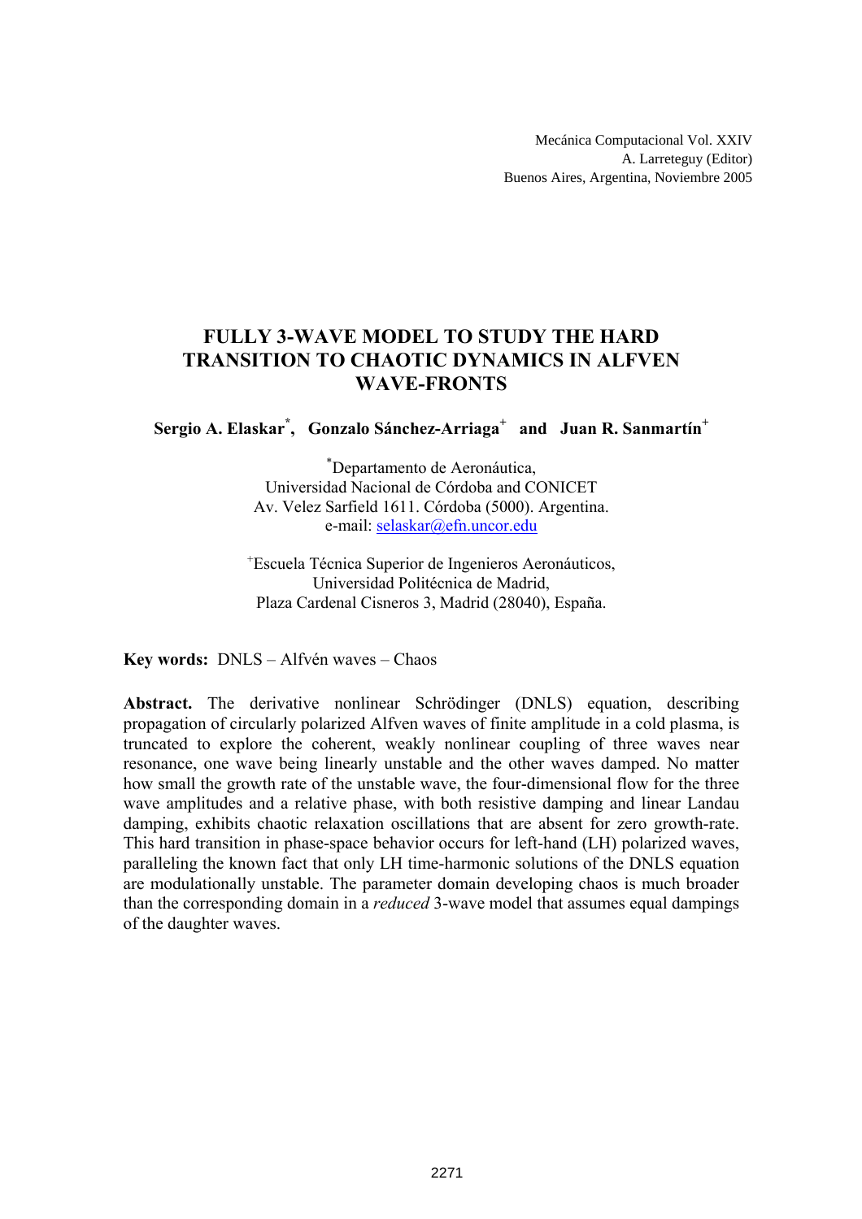Mecánica Computacional Vol. XXIV
A. Larreteguy (Editor)
Buenos Aires, Argentina, Noviembre 2005

# FULLY 3-WAVE MODEL TO STUDY THE HARD TRANSITION TO CHAOTIC DYNAMICS IN ALFVEN WAVE-FRONTS

**Sergio A. Elaskar[*], Gonzalo Sánchez-Arriaga[+] and Juan R. Sanmartín[+]**

[*]Departamento de Aeronáutica,
Universidad Nacional de Córdoba and CONICET
Av. Velez Sarfield 1611. Córdoba (5000). Argentina.
e-mail: selaskar@efn.uncor.edu

[+]Escuela Técnica Superior de Ingenieros Aeronáuticos,
Universidad Politécnica de Madrid,
Plaza Cardenal Cisneros 3, Madrid (28040), España.

**Key words:** DNLS – Alfvén waves – Chaos

**Abstract.** The derivative nonlinear Schrödinger (DNLS) equation, describing propagation of circularly polarized Alfven waves of finite amplitude in a cold plasma, is truncated to explore the coherent, weakly nonlinear coupling of three waves near resonance, one wave being linearly unstable and the other waves damped. No matter how small the growth rate of the unstable wave, the four-dimensional flow for the three wave amplitudes and a relative phase, with both resistive damping and linear Landau damping, exhibits chaotic relaxation oscillations that are absent for zero growth-rate. This hard transition in phase-space behavior occurs for left-hand (LH) polarized waves, paralleling the known fact that only LH time-harmonic solutions of the DNLS equation are modulationally unstable. The parameter domain developing chaos is much broader than the corresponding domain in a *reduced* 3-wave model that assumes equal dampings of the daughter waves.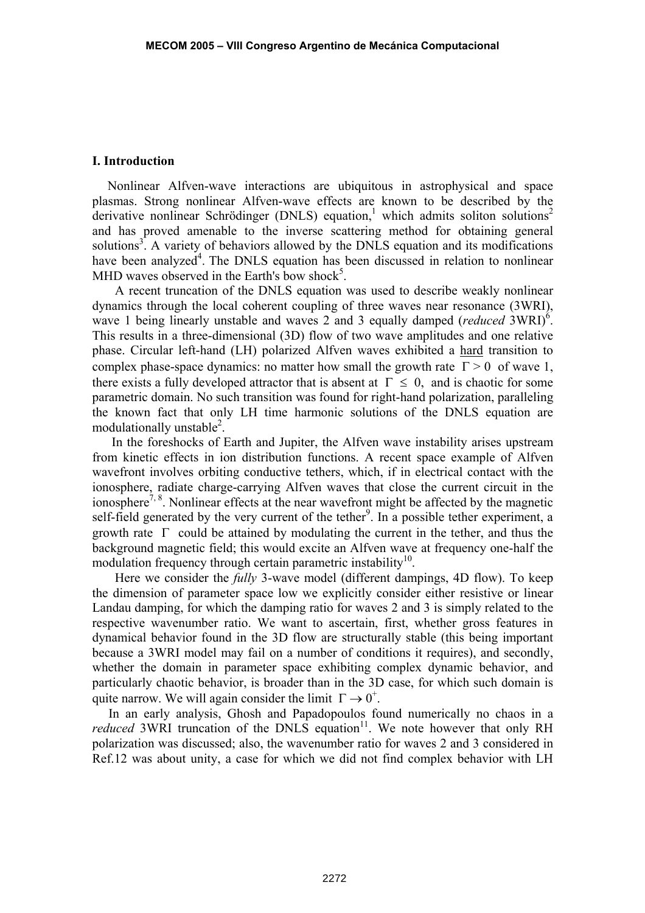## I. Introduction

Nonlinear Alfven-wave interactions are ubiquitous in astrophysical and space plasmas. Strong nonlinear Alfven-wave effects are known to be described by the derivative nonlinear Schrödinger (DNLS) equation,[1] which admits soliton solutions[2] and has proved amenable to the inverse scattering method for obtaining general solutions[3]. A variety of behaviors allowed by the DNLS equation and its modifications have been analyzed[4]. The DNLS equation has been discussed in relation to nonlinear MHD waves observed in the Earth's bow shock[5].

A recent truncation of the DNLS equation was used to describe weakly nonlinear dynamics through the local coherent coupling of three waves near resonance (3WRI), wave 1 being linearly unstable and waves 2 and 3 equally damped (*reduced* 3WRI)[6]. This results in a three-dimensional (3D) flow of two wave amplitudes and one relative phase. Circular left-hand (LH) polarized Alfven waves exhibited a hard transition to complex phase-space dynamics: no matter how small the growth rate $\Gamma > 0$ of wave 1, there exists a fully developed attractor that is absent at $\Gamma \leq 0$, and is chaotic for some parametric domain. No such transition was found for right-hand polarization, paralleling the known fact that only LH time harmonic solutions of the DNLS equation are modulationally unstable[2].

In the foreshocks of Earth and Jupiter, the Alfven wave instability arises upstream from kinetic effects in ion distribution functions. A recent space example of Alfven wavefront involves orbiting conductive tethers, which, if in electrical contact with the ionosphere, radiate charge-carrying Alfven waves that close the current circuit in the ionosphere[7, 8]. Nonlinear effects at the near wavefront might be affected by the magnetic self-field generated by the very current of the tether[9]. In a possible tether experiment, a growth rate $\Gamma$ could be attained by modulating the current in the tether, and thus the background magnetic field; this would excite an Alfven wave at frequency one-half the modulation frequency through certain parametric instability[10].

Here we consider the *fully* 3-wave model (different dampings, 4D flow). To keep the dimension of parameter space low we explicitly consider either resistive or linear Landau damping, for which the damping ratio for waves 2 and 3 is simply related to the respective wavenumber ratio. We want to ascertain, first, whether gross features in dynamical behavior found in the 3D flow are structurally stable (this being important because a 3WRI model may fail on a number of conditions it requires), and secondly, whether the domain in parameter space exhibiting complex dynamic behavior, and particularly chaotic behavior, is broader than in the 3D case, for which such domain is quite narrow. We will again consider the limit $\Gamma \rightarrow 0^+$.

In an early analysis, Ghosh and Papadopoulos found numerically no chaos in a *reduced* 3WRI truncation of the DNLS equation[11]. We note however that only RH polarization was discussed; also, the wavenumber ratio for waves 2 and 3 considered in Ref.12 was about unity, a case for which we did not find complex behavior with LH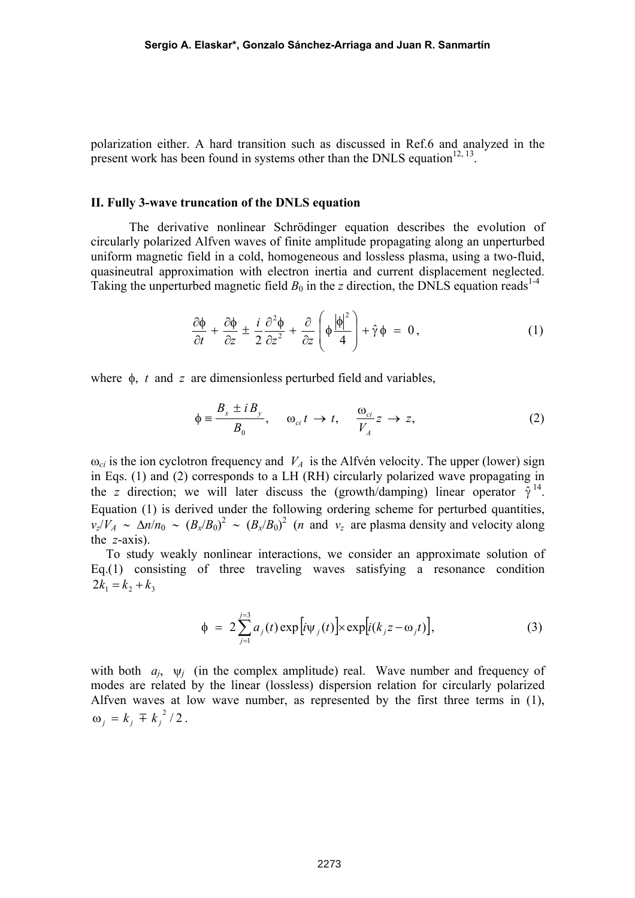polarization either. A hard transition such as discussed in Ref.6 and analyzed in the present work has been found in systems other than the DNLS equation[12, 13].

## II. Fully 3-wave truncation of the DNLS equation

The derivative nonlinear Schrödinger equation describes the evolution of circularly polarized Alfven waves of finite amplitude propagating along an unperturbed uniform magnetic field in a cold, homogeneous and lossless plasma, using a two-fluid, quasineutral approximation with electron inertia and current displacement neglected. Taking the unperturbed magnetic field $B_0$ in the $z$ direction, the DNLS equation reads[1-4]

$$\frac{\partial \phi}{\partial t} + \frac{\partial \phi}{\partial z} \pm \frac{i}{2}\frac{\partial^2 \phi}{\partial z^2} + \frac{\partial}{\partial z}\left(\phi \frac{|\phi|^2}{4}\right) + \hat{\gamma}\,\phi \;=\; 0\,, \tag{1}$$

where $\phi$, $t$ and $z$ are dimensionless perturbed field and variables,

$$\phi \equiv \frac{B_x \pm i\,B_y}{B_0}, \qquad \omega_{ci}\,t \;\rightarrow\; t, \qquad \frac{\omega_{ci}}{V_A}z \;\rightarrow\; z, \tag{2}$$

$\omega_{ci}$ is the ion cyclotron frequency and $V_A$ is the Alfvén velocity. The upper (lower) sign in Eqs. (1) and (2) corresponds to a LH (RH) circularly polarized wave propagating in the $z$ direction; we will later discuss the (growth/damping) linear operator $\hat{\gamma}$[14]. Equation (1) is derived under the following ordering scheme for perturbed quantities, $v_z/V_A \sim \Delta n/n_0 \sim (B_x/B_0)^2 \sim (B_x/B_0)^2$ ($n$ and $v_z$ are plasma density and velocity along the $z$-axis).

To study weakly nonlinear interactions, we consider an approximate solution of Eq.(1) consisting of three traveling waves satisfying a resonance condition $2k_1 = k_2 + k_3$

$$\phi \;=\; 2\sum_{j=1}^{j=3} a_j(t)\exp\left[i\psi_j(t)\right]\times\exp\left[i(k_j z - \omega_j t)\right], \tag{3}$$

with both $a_j$, $\psi_j$ (in the complex amplitude) real. Wave number and frequency of modes are related by the linear (lossless) dispersion relation for circularly polarized Alfven waves at low wave number, as represented by the first three terms in (1), $\omega_j = k_j \mp k_j^{\,2}/2$.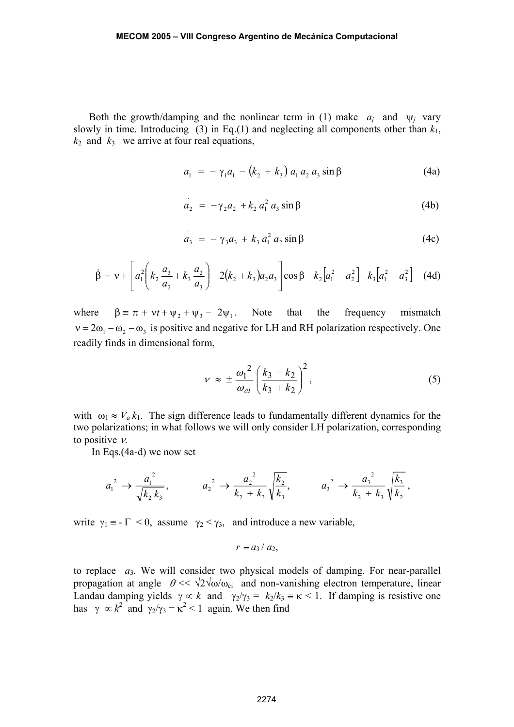Both the growth/damping and the nonlinear term in (1) make $a_j$ and $\psi_j$ vary slowly in time. Introducing (3) in Eq.(1) and neglecting all components other than $k_1$, $k_2$ and $k_3$ we arrive at four real equations,

$$\dot{a}_1 = -\gamma_1 a_1 - (k_2 + k_3)\, a_1\, a_2\, a_3 \sin\beta \tag{4a}$$

$$\dot{a}_2 = -\gamma_2 a_2 + k_2\, a_1^2\, a_3 \sin\beta \tag{4b}$$

$$\dot{a}_3 = -\gamma_3 a_3 + k_3\, a_1^2\, a_2 \sin\beta \tag{4c}$$

$$\dot{\beta} = \nu + \left[ a_1^2 \left( k_2 \frac{a_3}{a_2} + k_3 \frac{a_2}{a_3} \right) - 2(k_2 + k_3) a_2 a_3 \right] \cos\beta - k_2 \left[ a_1^2 - a_2^2 \right] - k_3 \left[ a_1^2 - a_3^2 \right] \tag{4d}$$

where $\beta \equiv \pi + \nu t + \psi_2 + \psi_3 - 2\psi_1$. Note that the frequency mismatch $\nu = 2\omega_1 - \omega_2 - \omega_3$ is positive and negative for LH and RH polarization respectively. One readily finds in dimensional form,

$$\nu \approx \pm \frac{\omega_1^{\,2}}{\omega_{ci}} \left( \frac{k_3 - k_2}{k_3 + k_2} \right)^2, \tag{5}$$

with $\omega_1 \approx V_a k_1$. The sign difference leads to fundamentally different dynamics for the two polarizations; in what follows we will only consider LH polarization, corresponding to positive $\nu$.

In Eqs.(4a-d) we now set

$$a_1^{\,2} \to \frac{a_1^{\,2}}{\sqrt{k_2 k_3}}, \qquad a_2^{\,2} \to \frac{a_2^{\,2}}{k_2 + k_3} \sqrt{\frac{k_2}{k_3}}, \qquad a_3^{\,2} \to \frac{a_3^{\,2}}{k_2 + k_3} \sqrt{\frac{k_3}{k_2}},$$

write $\gamma_1 \equiv -\Gamma < 0$, assume $\gamma_2 < \gamma_3$, and introduce a new variable,

$$r \equiv a_3 / a_2,$$

to replace $a_3$. We will consider two physical models of damping. For near-parallel propagation at angle $\theta << \sqrt{2\sqrt{\omega/\omega_{ci}}}$ and non-vanishing electron temperature, linear Landau damping yields $\gamma \propto k$ and $\gamma_2/\gamma_3 = k_2/k_3 \equiv \kappa < 1$. If damping is resistive one has $\gamma \propto k^2$ and $\gamma_2/\gamma_3 = \kappa^2 < 1$ again. We then find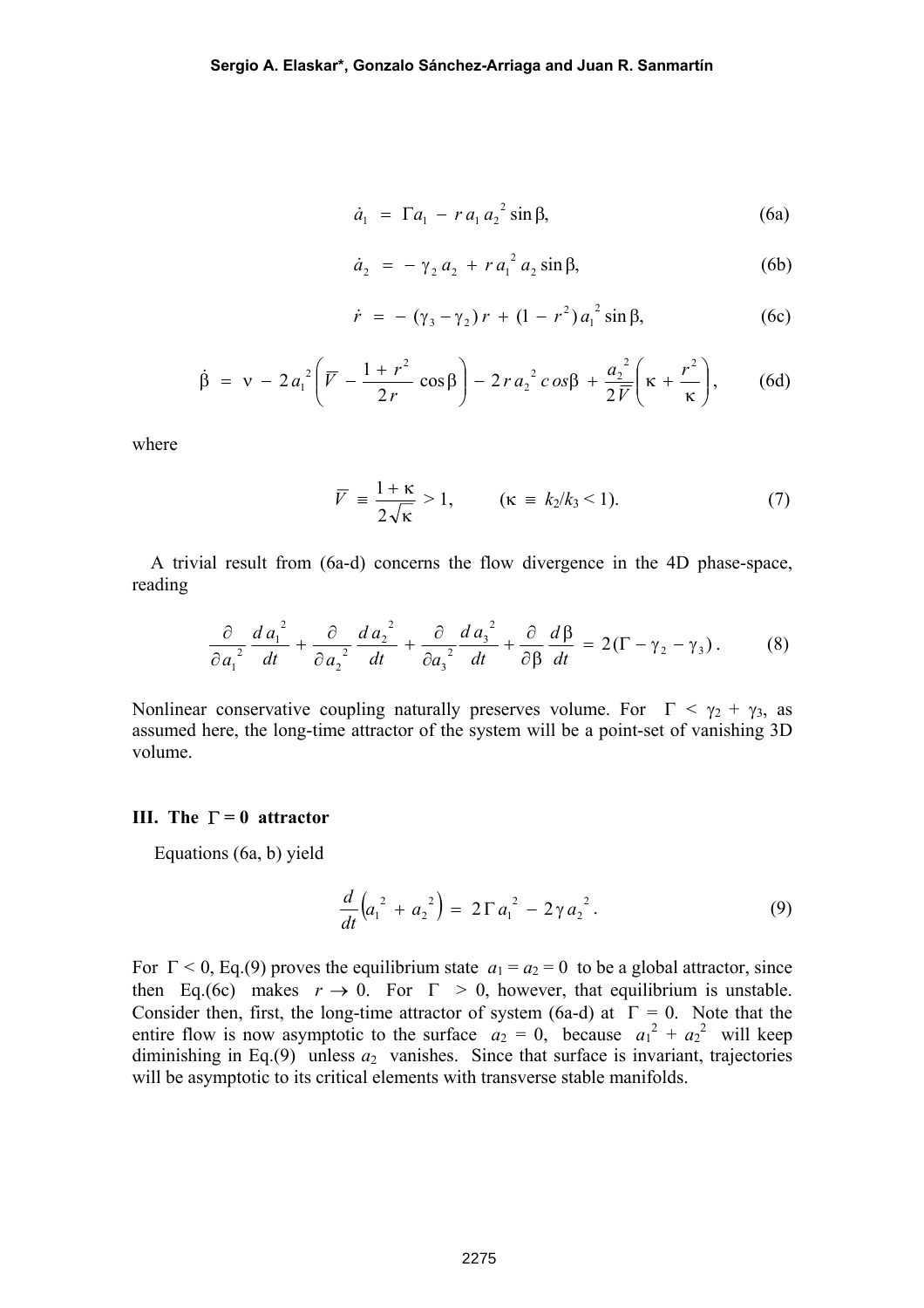$$\dot{a}_1 \;=\; \Gamma a_1 \;-\; r\, a_1\, a_2^{\;2} \sin\beta, \tag{6a}$$

$$\dot{a}_2 \;=\; -\,\gamma_2\, a_2 \;+\; r\, a_1^{\;2}\, a_2 \sin\beta, \tag{6b}$$

$$\dot{r} \;=\; -\,(\gamma_3 - \gamma_2)\, r \;+\; (1 - r^2)\, a_1^{\;2} \sin\beta, \tag{6c}$$

$$\dot{\beta} \;=\; \nu \;-\; 2\, a_1^{\;2}\left(\overline{V} \;-\; \frac{1 + r^2}{2r}\cos\beta\right) \;-\; 2\, r\, a_2^{\;2}\, cos\beta \;+\; \frac{a_2^{\;2}}{2\overline{V}}\left(\kappa + \frac{r^2}{\kappa}\right), \tag{6d}$$

where

$$\overline{V} \;\equiv\; \frac{1+\kappa}{2\sqrt{\kappa}} > 1, \qquad (\kappa \;\equiv\; k_2/k_3 < 1). \tag{7}$$

A trivial result from (6a-d) concerns the flow divergence in the 4D phase-space, reading

$$\frac{\partial}{\partial a_1^{\;2}}\frac{d\, a_1^{\;2}}{dt} + \frac{\partial}{\partial a_2^{\;2}}\frac{d\, a_2^{\;2}}{dt} + \frac{\partial}{\partial a_3^{\;2}}\frac{d\, a_3^{\;2}}{dt} + \frac{\partial}{\partial \beta}\frac{d\beta}{dt} \;=\; 2(\Gamma - \gamma_2 - \gamma_3)\,. \tag{8}$$

Nonlinear conservative coupling naturally preserves volume. For $\Gamma < \gamma_2 + \gamma_3$, as assumed here, the long-time attractor of the system will be a point-set of vanishing 3D volume.

### III. The $\Gamma = 0$ attractor

Equations (6a, b) yield

$$\frac{d}{dt}\left(a_1^{\;2} + a_2^{\;2}\right) \;=\; 2\,\Gamma\, a_1^{\;2} \;-\; 2\,\gamma\, a_2^{\;2}\,. \tag{9}$$

For $\Gamma < 0$, Eq.(9) proves the equilibrium state $a_1 = a_2 = 0$ to be a global attractor, since then Eq.(6c) makes $r \to 0$. For $\Gamma > 0$, however, that equilibrium is unstable. Consider then, first, the long-time attractor of system (6a-d) at $\Gamma = 0$. Note that the entire flow is now asymptotic to the surface $a_2 = 0$, because $a_1^{\,2} + a_2^{\,2}$ will keep diminishing in Eq.(9) unless $a_2$ vanishes. Since that surface is invariant, trajectories will be asymptotic to its critical elements with transverse stable manifolds.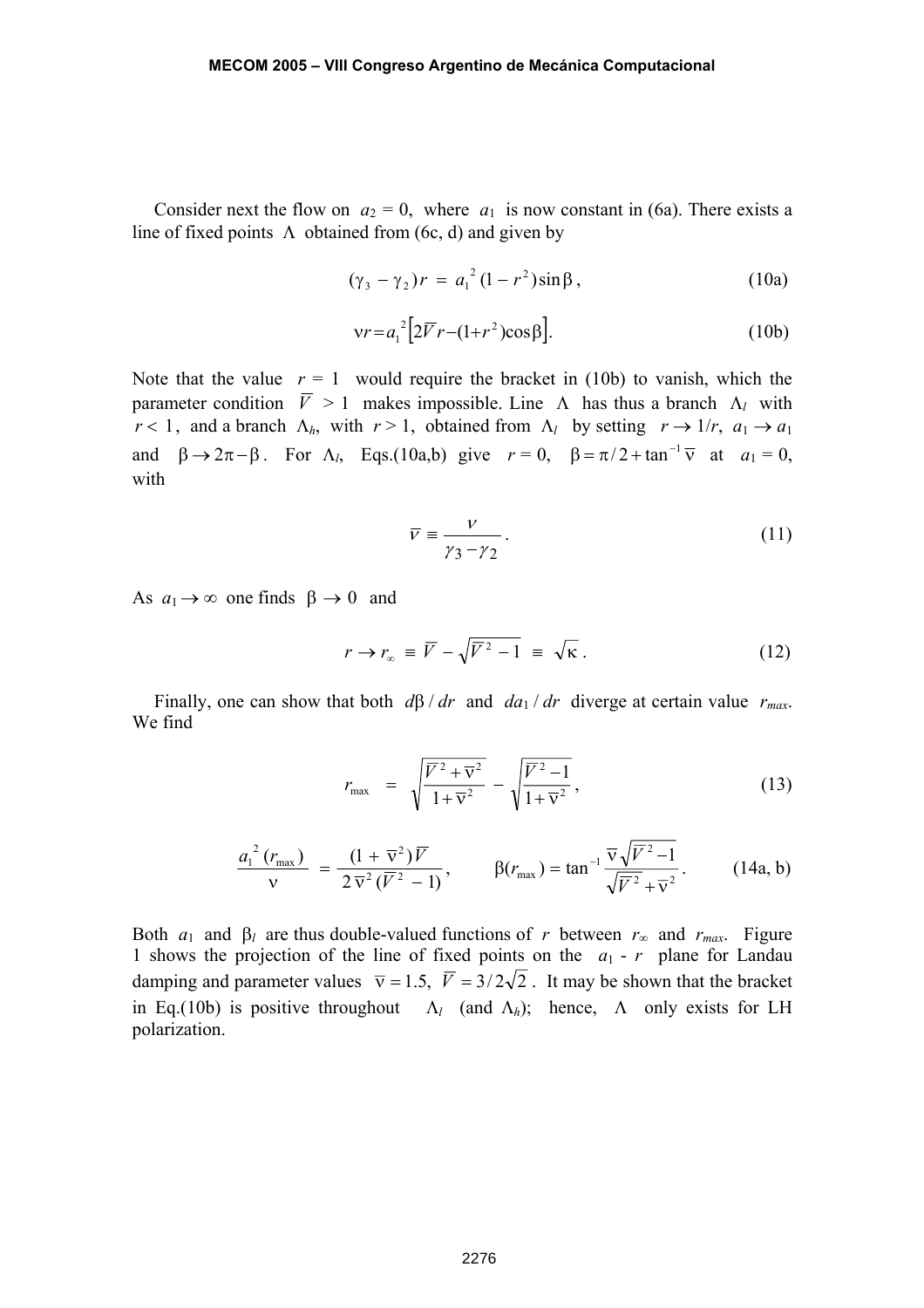Consider next the flow on $a_2 = 0$, where $a_1$ is now constant in (6a). There exists a line of fixed points $\Lambda$ obtained from (6c, d) and given by

$$(\gamma_3 - \gamma_2)\, r \;=\; a_1^{\,2}\,(1 - r^2)\sin\beta\,, \tag{10a}$$

$$\nu r = a_1^{\,2}\left[2\overline{V}\, r - (1 + r^2)\cos\beta\right]. \tag{10b}$$

Note that the value $r = 1$ would require the bracket in (10b) to vanish, which the parameter condition $\overline{V} > 1$ makes impossible. Line $\Lambda$ has thus a branch $\Lambda_l$ with $r < 1$, and a branch $\Lambda_h$, with $r > 1$, obtained from $\Lambda_l$ by setting $r \to 1/r$, $a_1 \to a_1$ and $\beta \to 2\pi - \beta$. For $\Lambda_l$, Eqs.(10a,b) give $r = 0$, $\beta = \pi/2 + \tan^{-1}\overline{\nu}$ at $a_1 = 0$, with

$$\overline{\nu} \equiv \frac{\nu}{\gamma_3 - \gamma_2}\,. \tag{11}$$

As $a_1 \to \infty$ one finds $\beta \to 0$ and

$$r \to r_\infty \;\equiv\; \overline{V} - \sqrt{\overline{V}^{\,2} - 1} \;\equiv\; \sqrt{\kappa}\,. \tag{12}$$

Finally, one can show that both $d\beta\,/\,dr$ and $da_1\,/\,dr$ diverge at certain value $r_{max}$. We find

$$r_{\max} \;=\; \sqrt{\frac{\overline{V}^{\,2} + \overline{\nu}^2}{1 + \overline{\nu}^2}} \;-\; \sqrt{\frac{\overline{V}^{\,2} - 1}{1 + \overline{\nu}^2}}\,, \tag{13}$$

$$\frac{a_1^{\,2}\,(r_{\max})}{\nu} \;=\; \frac{(1 \,+\, \overline{\nu}^2)\,\overline{V}}{2\,\overline{\nu}^2\,(\overline{V}^{\,2} \,-\, 1)}\,, \qquad \beta(r_{\max}) = \tan^{-1}\frac{\overline{\nu}\,\sqrt{\overline{V}^{\,2} - 1}}{\sqrt{\overline{V}^{\,2} + \overline{\nu}^2}}\,. \tag{14a, b}$$

Both $a_1$ and $\beta_l$ are thus double-valued functions of $r$ between $r_\infty$ and $r_{max}$. Figure 1 shows the projection of the line of fixed points on the $a_1$ - $r$ plane for Landau damping and parameter values $\overline{\nu} = 1.5$, $\overline{V} = 3/2\sqrt{2}$. It may be shown that the bracket in Eq.(10b) is positive throughout $\Lambda_l$ (and $\Lambda_h$); hence, $\Lambda$ only exists for LH polarization.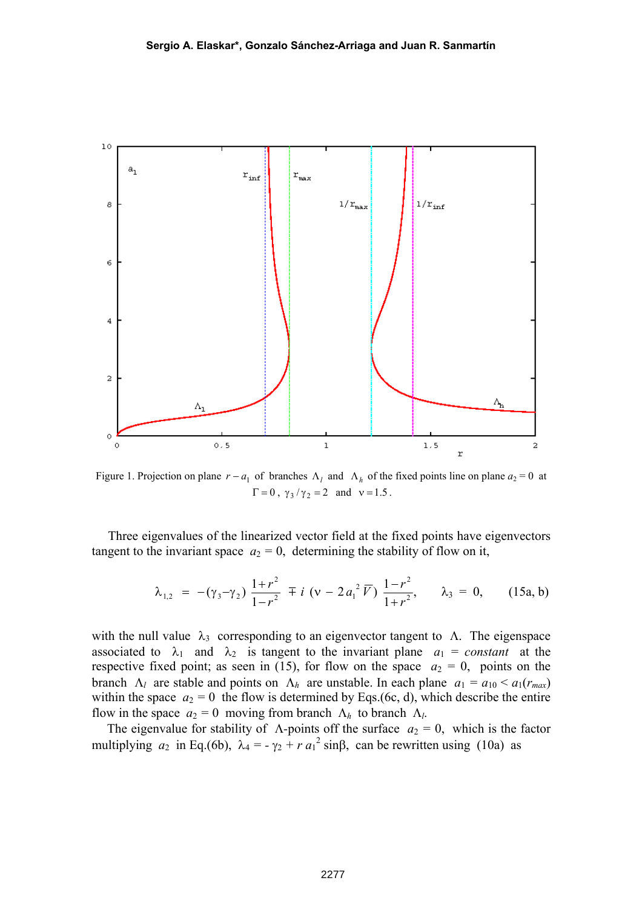Figure 1. Projection on plane $r - a_1$ of branches $\Lambda_l$ and $\Lambda_h$ of the fixed points line on plane $a_2 = 0$ at $\Gamma = 0$, $\gamma_3 / \gamma_2 = 2$ and $\nu = 1.5$.

Three eigenvalues of the linearized vector field at the fixed points have eigenvectors tangent to the invariant space $a_2 = 0$, determining the stability of flow on it,

$$\lambda_{1,2} = -(\gamma_3 - \gamma_2)\frac{1+r^2}{1-r^2} \mp i\left(\nu - 2a_1^2 \bar{V}\right)\frac{1-r^2}{1+r^2}, \qquad \lambda_3 = 0, \qquad (15a, b)$$

with the null value $\lambda_3$ corresponding to an eigenvector tangent to $\Lambda$. The eigenspace associated to $\lambda_1$ and $\lambda_2$ is tangent to the invariant plane $a_1$ = *constant* at the respective fixed point; as seen in (15), for flow on the space $a_2 = 0$, points on the branch $\Lambda_l$ are stable and points on $\Lambda_h$ are unstable. In each plane $a_1 = a_{10} < a_1(r_{max})$ within the space $a_2 = 0$ the flow is determined by Eqs.(6c, d), which describe the entire flow in the space $a_2 = 0$ moving from branch $\Lambda_h$ to branch $\Lambda_l$.

The eigenvalue for stability of $\Lambda$-points off the surface $a_2 = 0$, which is the factor multiplying $a_2$ in Eq.(6b), $\lambda_4 = -\gamma_2 + r\, a_1^2 \sin\beta$, can be rewritten using (10a) as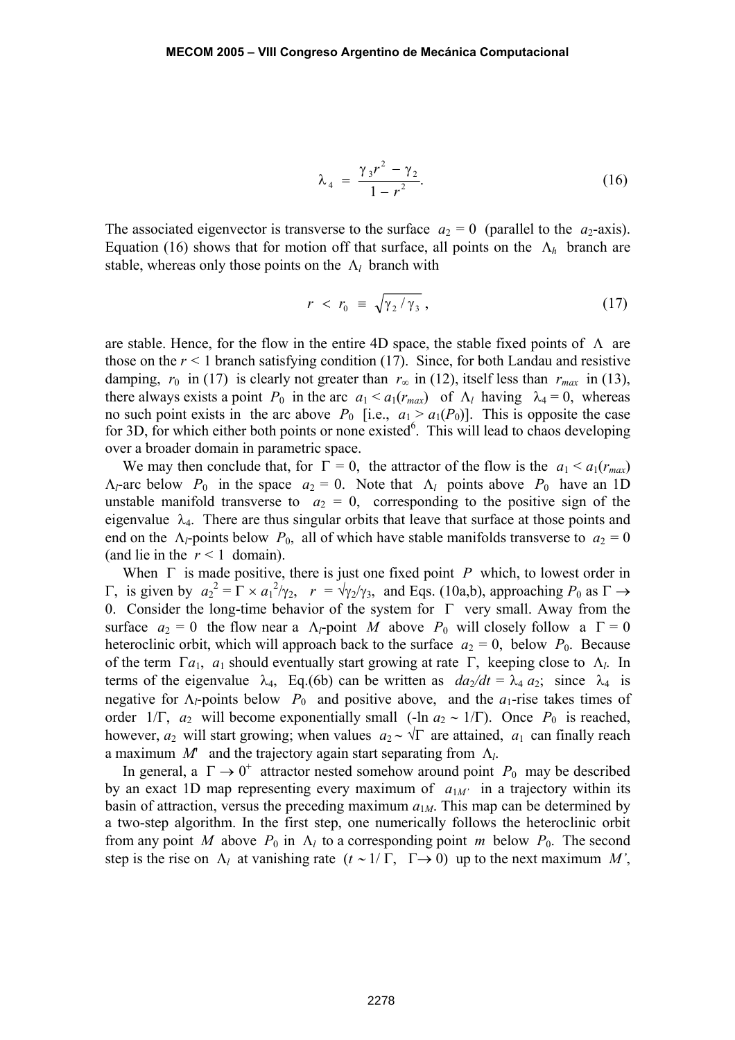$$\lambda_4 = \frac{\gamma_3 r^2 - \gamma_2}{1 - r^2}. \tag{16}$$

The associated eigenvector is transverse to the surface $a_2 = 0$ (parallel to the $a_2$-axis). Equation (16) shows that for motion off that surface, all points on the $\Lambda_h$ branch are stable, whereas only those points on the $\Lambda_l$ branch with

$$r < r_0 \equiv \sqrt{\gamma_2 / \gamma_3}, \tag{17}$$

are stable. Hence, for the flow in the entire 4D space, the stable fixed points of $\Lambda$ are those on the $r < 1$ branch satisfying condition (17). Since, for both Landau and resistive damping, $r_0$ in (17) is clearly not greater than $r_\infty$ in (12), itself less than $r_{max}$ in (13), there always exists a point $P_0$ in the arc $a_1 < a_1(r_{max})$ of $\Lambda_l$ having $\lambda_4 = 0$, whereas no such point exists in the arc above $P_0$ [i.e., $a_1 > a_1(P_0)$]. This is opposite the case for 3D, for which either both points or none existed[6]. This will lead to chaos developing over a broader domain in parametric space.

We may then conclude that, for $\Gamma = 0$, the attractor of the flow is the $a_1 < a_1(r_{max})$ $\Lambda_l$-arc below $P_0$ in the space $a_2 = 0$. Note that $\Lambda_l$ points above $P_0$ have an 1D unstable manifold transverse to $a_2 = 0$, corresponding to the positive sign of the eigenvalue $\lambda_4$. There are thus singular orbits that leave that surface at those points and end on the $\Lambda_l$-points below $P_0$, all of which have stable manifolds transverse to $a_2 = 0$ (and lie in the $r < 1$ domain).

When $\Gamma$ is made positive, there is just one fixed point $P$ which, to lowest order in $\Gamma$, is given by $a_2^2 = \Gamma \times a_1^2/\gamma_2$, $r = \sqrt{\gamma_2/\gamma_3}$, and Eqs. (10a,b), approaching $P_0$ as $\Gamma \to 0$. Consider the long-time behavior of the system for $\Gamma$ very small. Away from the surface $a_2 = 0$ the flow near a $\Lambda_l$-point $M$ above $P_0$ will closely follow a $\Gamma = 0$ heteroclinic orbit, which will approach back to the surface $a_2 = 0$, below $P_0$. Because of the term $\Gamma a_1$, $a_1$ should eventually start growing at rate $\Gamma$, keeping close to $\Lambda_l$. In terms of the eigenvalue $\lambda_4$, Eq.(6b) can be written as $da_2/dt = \lambda_4 a_2$; since $\lambda_4$ is negative for $\Lambda_l$-points below $P_0$ and positive above, and the $a_1$-rise takes times of order $1/\Gamma$, $a_2$ will become exponentially small ($-\ln a_2 \sim 1/\Gamma$). Once $P_0$ is reached, however, $a_2$ will start growing; when values $a_2 \sim \sqrt{\Gamma}$ are attained, $a_1$ can finally reach a maximum $M'$ and the trajectory again start separating from $\Lambda_l$.

In general, a $\Gamma \to 0^+$ attractor nested somehow around point $P_0$ may be described by an exact 1D map representing every maximum of $a_{1M'}$ in a trajectory within its basin of attraction, versus the preceding maximum $a_{1M}$. This map can be determined by a two-step algorithm. In the first step, one numerically follows the heteroclinic orbit from any point $M$ above $P_0$ in $\Lambda_l$ to a corresponding point $m$ below $P_0$. The second step is the rise on $\Lambda_l$ at vanishing rate ($t \sim 1/\Gamma$, $\Gamma \to 0$) up to the next maximum $M'$,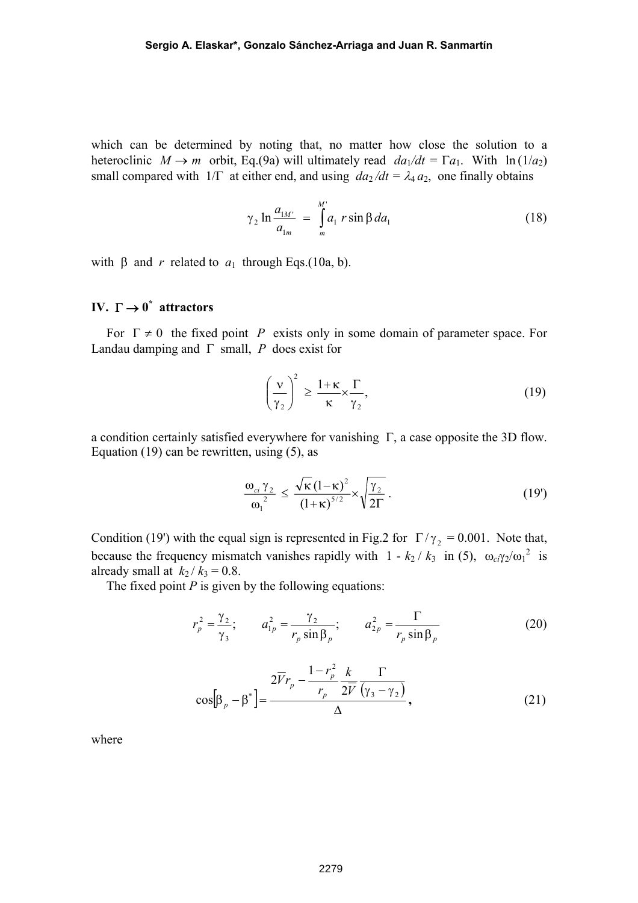which can be determined by noting that, no matter how close the solution to a heteroclinic $M \rightarrow m$ orbit, Eq.(9a) will ultimately read $da_1/dt = \Gamma a_1$. With $\ln(1/a_2)$ small compared with $1/\Gamma$ at either end, and using $da_2/dt = \lambda_4 a_2$, one finally obtains

$$\gamma_2 \ln \frac{a_{1M'}}{a_{1m}} = \int_m^{M'} a_1 \, r \sin\beta \, da_1 \tag{18}$$

with $\beta$ and $r$ related to $a_1$ through Eqs.(10a, b).

## IV. $\Gamma \rightarrow 0^*$ attractors

For $\Gamma \neq 0$ the fixed point $P$ exists only in some domain of parameter space. For Landau damping and $\Gamma$ small, $P$ does exist for

$$\left(\frac{\nu}{\gamma_2}\right)^2 \geq \frac{1+\kappa}{\kappa} \times \frac{\Gamma}{\gamma_2}, \tag{19}$$

a condition certainly satisfied everywhere for vanishing $\Gamma$, a case opposite the 3D flow. Equation (19) can be rewritten, using (5), as

$$\frac{\omega_{ci}\,\gamma_2}{\omega_1^2} \leq \frac{\sqrt{\kappa}\,(1-\kappa)^2}{(1+\kappa)^{5/2}} \times \sqrt{\frac{\gamma_2}{2\Gamma}}\,. \tag{19'}$$

Condition (19') with the equal sign is represented in Fig.2 for $\Gamma/\gamma_2 = 0.001$. Note that, because the frequency mismatch vanishes rapidly with $1 - k_2/k_3$ in (5), $\omega_{ci}\gamma_2/\omega_1^2$ is already small at $k_2/k_3 = 0.8$.

The fixed point $P$ is given by the following equations:

$$r_p^2 = \frac{\gamma_2}{\gamma_3}; \qquad a_{1p}^2 = \frac{\gamma_2}{r_p \sin\beta_p}; \qquad a_{2p}^2 = \frac{\Gamma}{r_p \sin\beta_p} \tag{20}$$

$$\cos\left[\beta_p - \beta^*\right] = \frac{2\overline{V} r_p - \dfrac{1-r_p^2}{r_p}\dfrac{k}{2\overline{V}}\dfrac{\Gamma}{(\gamma_3-\gamma_2)}}{\Delta}, \tag{21}$$

where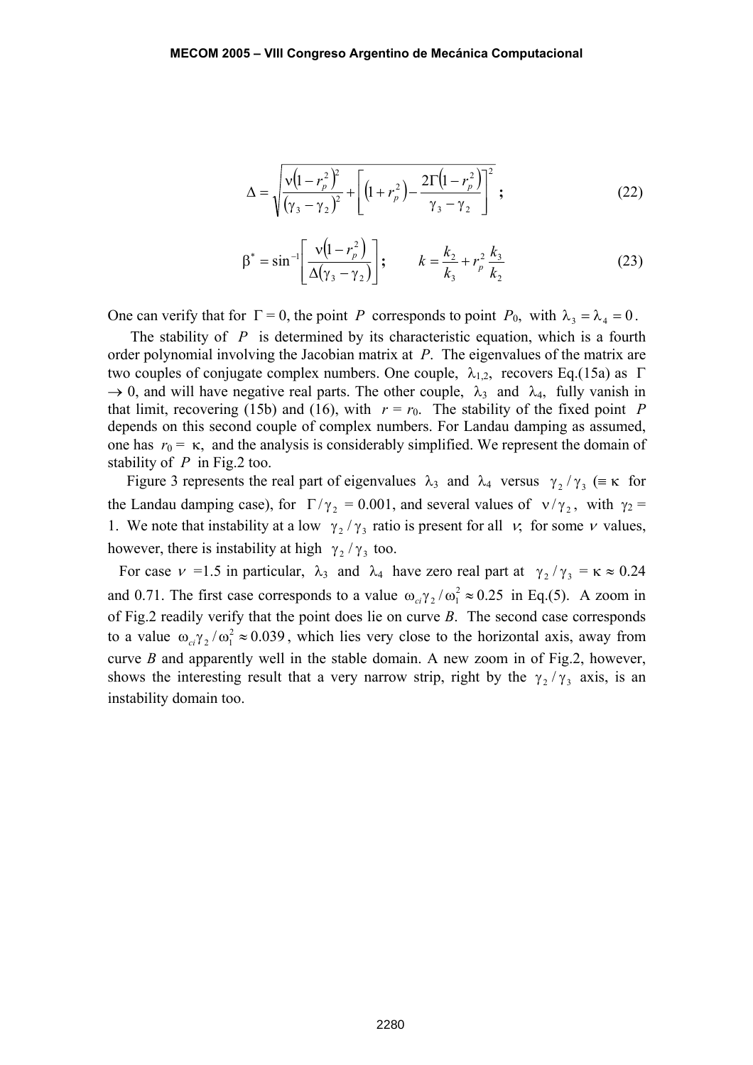$$\Delta = \sqrt{\frac{\nu\left(1-r_p^2\right)^2}{\left(\gamma_3-\gamma_2\right)^2} + \left[\left(1+r_p^2\right) - \frac{2\Gamma\left(1-r_p^2\right)}{\gamma_3-\gamma_2}\right]^2}\;; \tag{22}$$

$$\beta^* = \sin^{-1}\left[\frac{\nu\left(1-r_p^2\right)}{\Delta\left(\gamma_3-\gamma_2\right)}\right]; \qquad k = \frac{k_2}{k_3} + r_p^2\,\frac{k_3}{k_2} \tag{23}$$

One can verify that for $\Gamma = 0$, the point $P$ corresponds to point $P_0$, with $\lambda_3 = \lambda_4 = 0$.

The stability of $P$ is determined by its characteristic equation, which is a fourth order polynomial involving the Jacobian matrix at $P$. The eigenvalues of the matrix are two couples of conjugate complex numbers. One couple, $\lambda_{1,2}$, recovers Eq.(15a) as $\Gamma \to 0$, and will have negative real parts. The other couple, $\lambda_3$ and $\lambda_4$, fully vanish in that limit, recovering (15b) and (16), with $r = r_0$. The stability of the fixed point $P$ depends on this second couple of complex numbers. For Landau damping as assumed, one has $r_0 = \kappa$, and the analysis is considerably simplified. We represent the domain of stability of $P$ in Fig.2 too.

Figure 3 represents the real part of eigenvalues $\lambda_3$ and $\lambda_4$ versus $\gamma_2/\gamma_3$ ($\equiv \kappa$ for the Landau damping case), for $\Gamma/\gamma_2$ = 0.001, and several values of $\nu/\gamma_2$, with $\gamma_2$ = 1. We note that instability at a low $\gamma_2/\gamma_3$ ratio is present for all $\nu$; for some $\nu$ values, however, there is instability at high $\gamma_2/\gamma_3$ too.

For case $\nu$ =1.5 in particular, $\lambda_3$ and $\lambda_4$ have zero real part at $\gamma_2/\gamma_3 = \kappa \approx 0.24$ and 0.71. The first case corresponds to a value $\omega_{ci}\gamma_2/\omega_1^2 \approx 0.25$ in Eq.(5). A zoom in of Fig.2 readily verify that the point does lie on curve *B*. The second case corresponds to a value $\omega_{ci}\gamma_2/\omega_1^2 \approx 0.039$, which lies very close to the horizontal axis, away from curve *B* and apparently well in the stable domain. A new zoom in of Fig.2, however, shows the interesting result that a very narrow strip, right by the $\gamma_2/\gamma_3$ axis, is an instability domain too.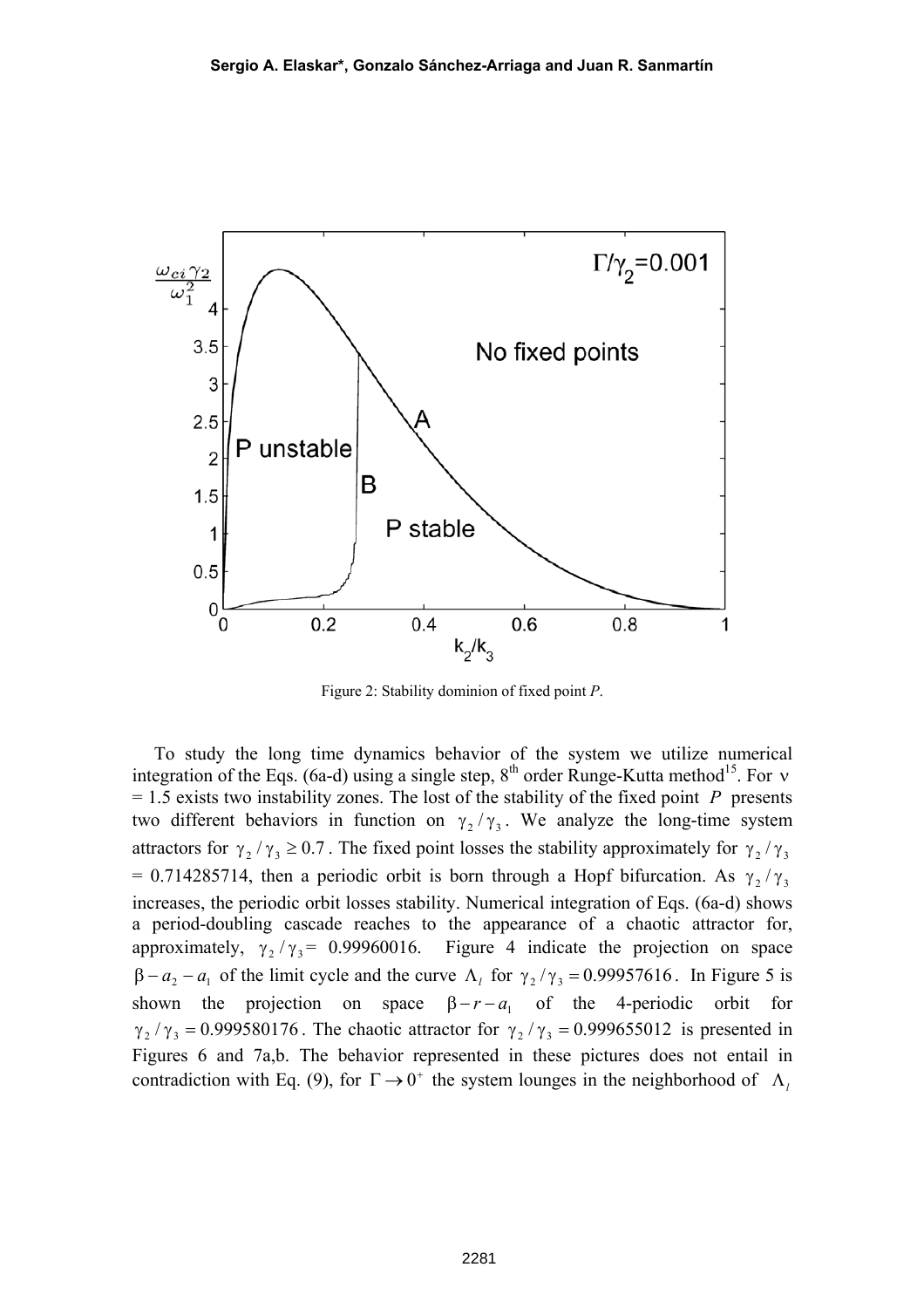Figure 2: Stability dominion of fixed point *P*.

To study the long time dynamics behavior of the system we utilize numerical integration of the Eqs. (6a-d) using a single step, 8th order Runge-Kutta method[15]. For $\nu$ = 1.5 exists two instability zones. The lost of the stability of the fixed point $P$ presents two different behaviors in function on $\gamma_2/\gamma_3$. We analyze the long-time system attractors for $\gamma_2/\gamma_3 \geq 0.7$. The fixed point losses the stability approximately for $\gamma_2/\gamma_3$ = 0.714285714, then a periodic orbit is born through a Hopf bifurcation. As $\gamma_2/\gamma_3$ increases, the periodic orbit losses stability. Numerical integration of Eqs. (6a-d) shows a period-doubling cascade reaches to the appearance of a chaotic attractor for, approximately, $\gamma_2/\gamma_3$ = 0.99960016. Figure 4 indicate the projection on space $\beta - a_2 - a_1$ of the limit cycle and the curve $\Lambda_l$ for $\gamma_2/\gamma_3 = 0.99957616$. In Figure 5 is shown the projection on space $\beta - r - a_1$ of the 4-periodic orbit for $\gamma_2/\gamma_3 = 0.999580176$. The chaotic attractor for $\gamma_2/\gamma_3 = 0.999655012$ is presented in Figures 6 and 7a,b. The behavior represented in these pictures does not entail in contradiction with Eq. (9), for $\Gamma \to 0^+$ the system lounges in the neighborhood of $\Lambda_l$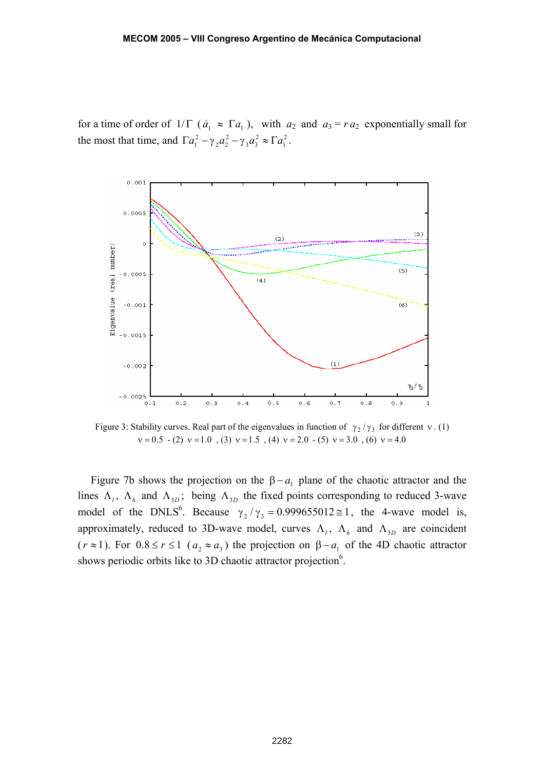for a time of order of $1/\Gamma$ ($\dot{a}_1 \approx \Gamma a_1$), with $a_2$ and $a_3 = r\,a_2$ exponentially small for the most that time, and $\Gamma a_1^2 - \gamma_2 a_2^2 - \gamma_3 a_3^2 \approx \Gamma a_1^2$.

Figure 3: Stability curves. Real part of the eigenvalues in function of $\gamma_2/\gamma_3$ for different $\nu$. (1) $\nu = 0.5$ - (2) $\nu = 1.0$ , (3) $\nu = 1.5$ , (4) $\nu = 2.0$ - (5) $\nu = 3.0$ , (6) $\nu = 4.0$

Figure 7b shows the projection on the $\beta - a_1$ plane of the chaotic attractor and the lines $\Lambda_l$, $\Lambda_h$ and $\Lambda_{3D}$; being $\Lambda_{3D}$ the fixed points corresponding to reduced 3-wave model of the DNLS[6]. Because $\gamma_2/\gamma_3 = 0.999655012 \cong 1$, the 4-wave model is, approximately, reduced to 3D-wave model, curves $\Lambda_l$, $\Lambda_h$ and $\Lambda_{3D}$ are coincident ($r \approx 1$). For $0.8 \leq r \leq 1$ ($a_2 \approx a_3$) the projection on $\beta - a_1$ of the 4D chaotic attractor shows periodic orbits like to 3D chaotic attractor projection[6].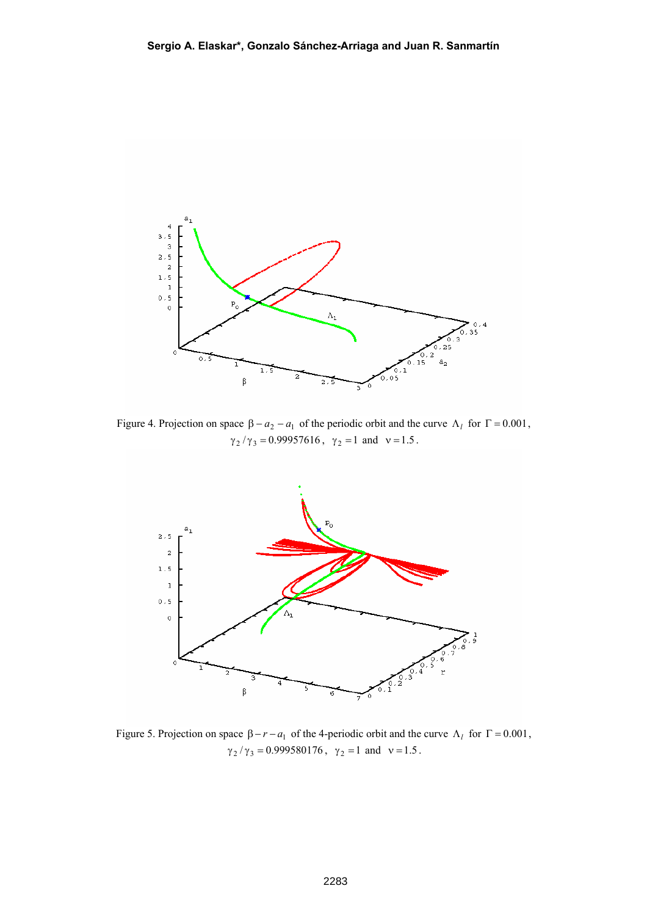Figure 4. Projection on space $\beta - a_2 - a_1$ of the periodic orbit and the curve $\Lambda_I$ for $\Gamma = 0.001$, $\gamma_2/\gamma_3 = 0.99957616$, $\gamma_2 = 1$ and $\nu = 1.5$.

Figure 5. Projection on space $\beta - r - a_1$ of the 4-periodic orbit and the curve $\Lambda_I$ for $\Gamma = 0.001$, $\gamma_2/\gamma_3 = 0.999580176$, $\gamma_2 = 1$ and $\nu = 1.5$.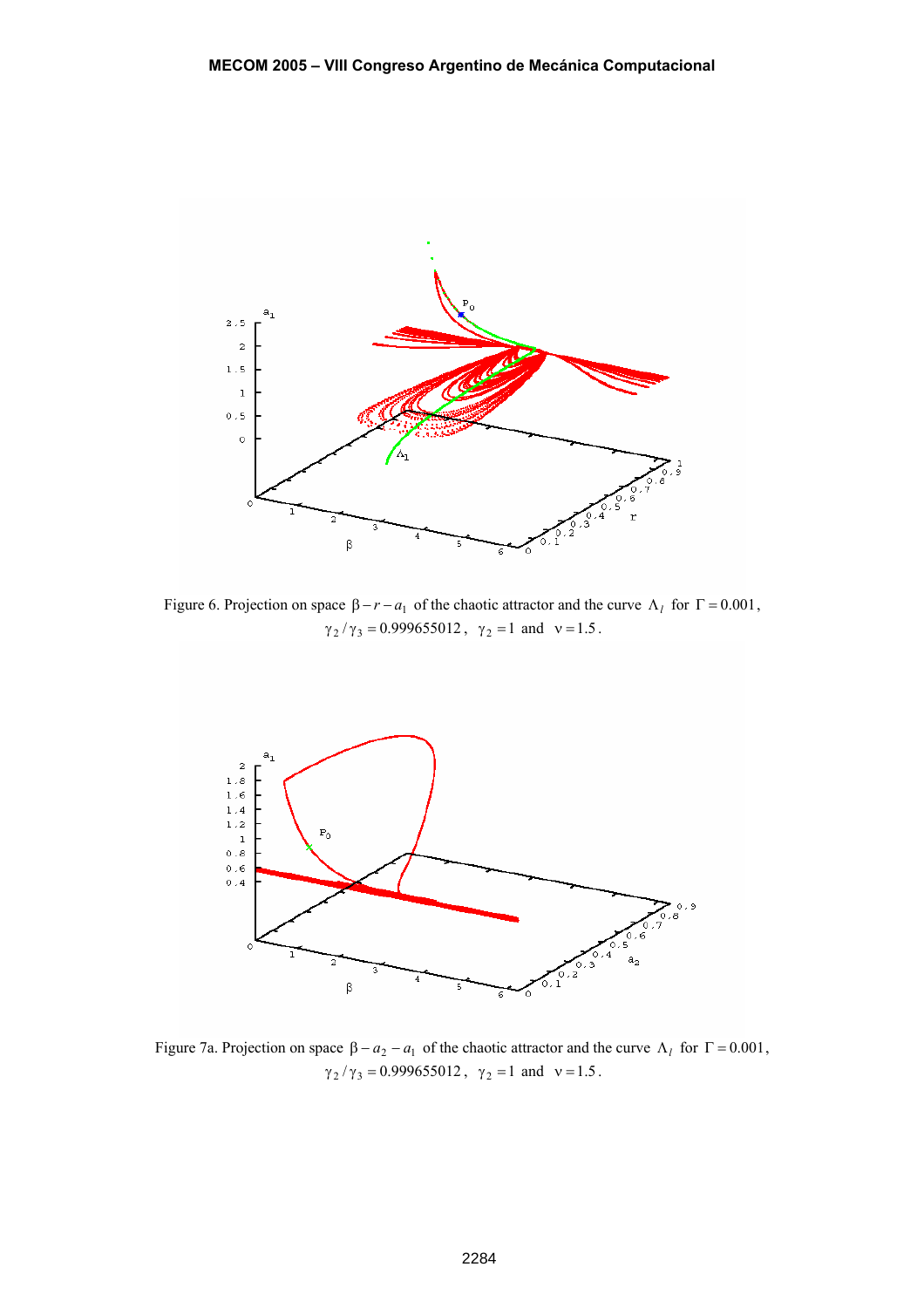Figure 6. Projection on space $\beta - r - a_1$ of the chaotic attractor and the curve $\Lambda_l$ for $\Gamma = 0.001$, $\gamma_2 / \gamma_3 = 0.999655012$, $\gamma_2 = 1$ and $\nu = 1.5$.

Figure 7a. Projection on space $\beta - a_2 - a_1$ of the chaotic attractor and the curve $\Lambda_l$ for $\Gamma = 0.001$, $\gamma_2 / \gamma_3 = 0.999655012$, $\gamma_2 = 1$ and $\nu = 1.5$.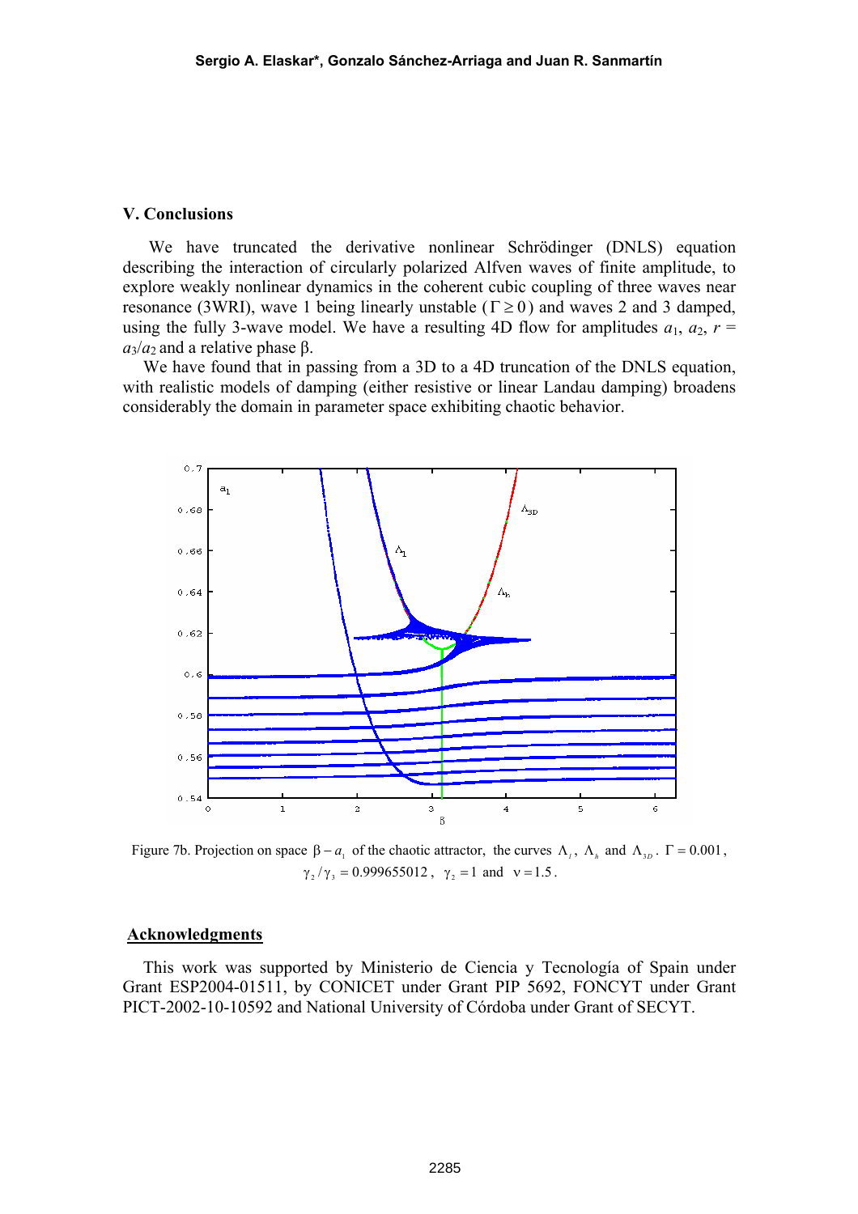## V. Conclusions

We have truncated the derivative nonlinear Schrödinger (DNLS) equation describing the interaction of circularly polarized Alfven waves of finite amplitude, to explore weakly nonlinear dynamics in the coherent cubic coupling of three waves near resonance (3WRI), wave 1 being linearly unstable ($\Gamma \geq 0$) and waves 2 and 3 damped, using the fully 3-wave model. We have a resulting 4D flow for amplitudes $a_1$, $a_2$, $r = a_3/a_2$ and a relative phase β.

We have found that in passing from a 3D to a 4D truncation of the DNLS equation, with realistic models of damping (either resistive or linear Landau damping) broadens considerably the domain in parameter space exhibiting chaotic behavior.

Figure 7b. Projection on space $\beta - a_1$ of the chaotic attractor, the curves $\Lambda_l$, $\Lambda_h$ and $\Lambda_{3D}$. $\Gamma = 0.001$, $\gamma_2/\gamma_3 = 0.999655012$, $\gamma_2 = 1$ and $\nu = 1.5$.

## Acknowledgments

This work was supported by Ministerio de Ciencia y Tecnología of Spain under Grant ESP2004-01511, by CONICET under Grant PIP 5692, FONCYT under Grant PICT-2002-10-10592 and National University of Córdoba under Grant of SECYT.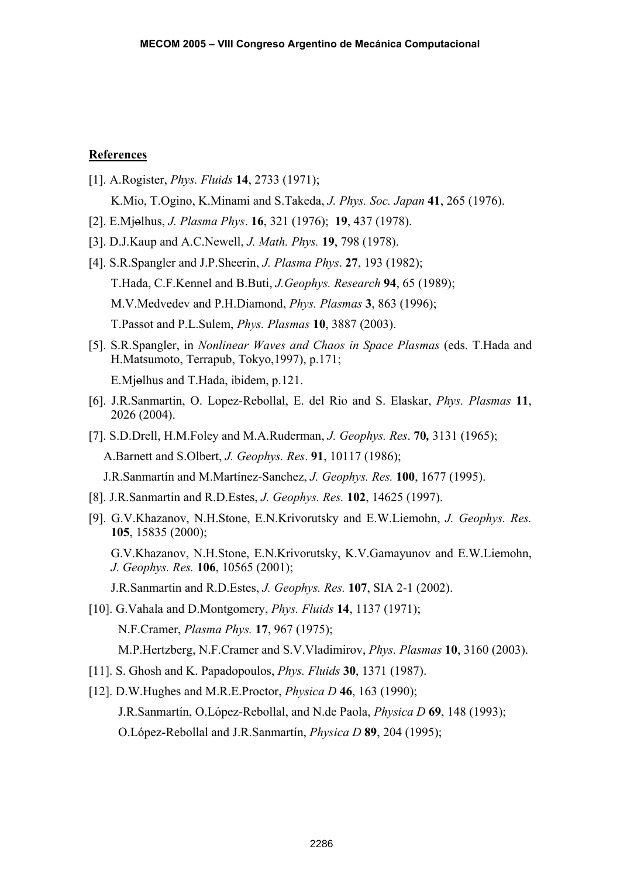**References**

[1]. A.Rogister, *Phys. Fluids* **14**, 2733 (1971);

K.Mio, T.Ogino, K.Minami and S.Takeda, *J. Phys. Soc. Japan* **41**, 265 (1976).

[2]. E.Mjølhus, *J. Plasma Phys*. **16**, 321 (1976); **19**, 437 (1978).

[3]. D.J.Kaup and A.C.Newell, *J. Math. Phys.* **19**, 798 (1978).

[4]. S.R.Spangler and J.P.Sheerin, *J. Plasma Phys*. **27**, 193 (1982);

T.Hada, C.F.Kennel and B.Buti, *J.Geophys. Research* **94**, 65 (1989);

M.V.Medvedev and P.H.Diamond, *Phys. Plasmas* **3**, 863 (1996);

T.Passot and P.L.Sulem, *Phys. Plasmas* **10**, 3887 (2003).

[5]. S.R.Spangler, in *Nonlinear Waves and Chaos in Space Plasmas* (eds. T.Hada and H.Matsumoto, Terrapub, Tokyo,1997), p.171;

E.Mjølhus and T.Hada, ibidem, p.121.

[6]. J.R.Sanmartin, O. Lopez-Rebollal, E. del Rio and S. Elaskar, *Phys. Plasmas* **11**, 2026 (2004).

[7]. S.D.Drell, H.M.Foley and M.A.Ruderman, *J. Geophys. Res*. **70,** 3131 (1965);

A.Barnett and S.Olbert, *J. Geophys. Res*. **91**, 10117 (1986);

J.R.Sanmartín and M.Martínez-Sanchez, *J. Geophys. Res.* **100**, 1677 (1995).

[8]. J.R.Sanmartin and R.D.Estes, *J. Geophys. Res.* **102**, 14625 (1997).

[9]. G.V.Khazanov, N.H.Stone, E.N.Krivorutsky and E.W.Liemohn, *J. Geophys. Res.* **105**, 15835 (2000);

G.V.Khazanov, N.H.Stone, E.N.Krivorutsky, K.V.Gamayunov and E.W.Liemohn, *J. Geophys. Res.* **106**, 10565 (2001);

J.R.Sanmartin and R.D.Estes, *J. Geophys. Res.* **107**, SIA 2-1 (2002).

[10]. G.Vahala and D.Montgomery, *Phys. Fluids* **14**, 1137 (1971);

N.F.Cramer, *Plasma Phys.* **17**, 967 (1975);

M.P.Hertzberg, N.F.Cramer and S.V.Vladimirov, *Phys. Plasmas* **10**, 3160 (2003).

[11]. S. Ghosh and K. Papadopoulos, *Phys. Fluids* **30**, 1371 (1987).

[12]. D.W.Hughes and M.R.E.Proctor, *Physica D* **46**, 163 (1990);

J.R.Sanmartín, O.López-Rebollal, and N.de Paola, *Physica D* **69**, 148 (1993);

O.López-Rebollal and J.R.Sanmartín, *Physica D* **89**, 204 (1995);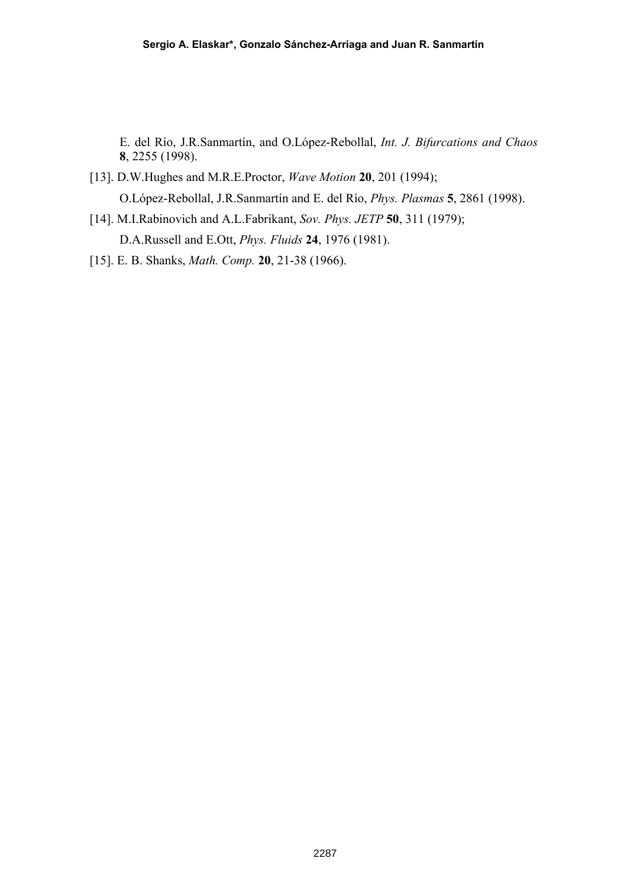E. del Río, J.R.Sanmartín, and O.López-Rebollal, *Int. J. Bifurcations and Chaos* **8**, 2255 (1998).

[13]. D.W.Hughes and M.R.E.Proctor, *Wave Motion* **20**, 201 (1994);

O.López-Rebollal, J.R.Sanmartín and E. del Río, *Phys. Plasmas* **5**, 2861 (1998).

[14]. M.I.Rabinovich and A.L.Fabrikant, *Sov. Phys. JETP* **50**, 311 (1979);

D.A.Russell and E.Ott, *Phys. Fluids* **24**, 1976 (1981).

[15]. E. B. Shanks, *Math. Comp.* **20**, 21-38 (1966).